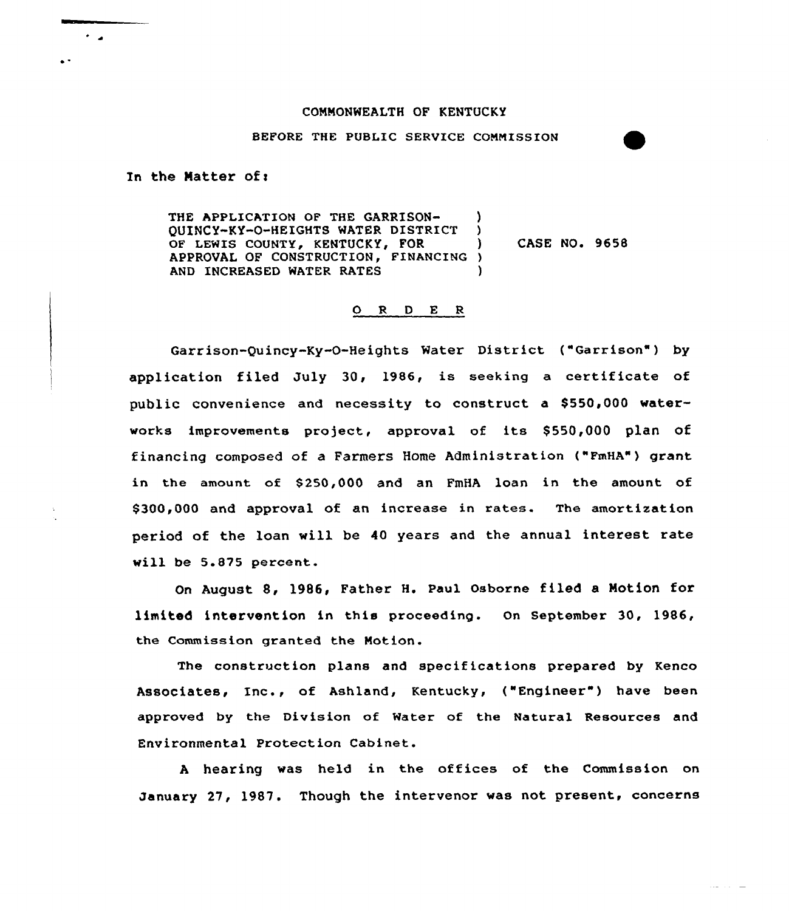COMMONWEALTH OF KENTUCKY

BEFORE THE PUBLIC SERVICE COMMISSION

In the Matter of:

THE APPLICATION OF THE GARRISON-QUINCY-KY-O-HEIGHTS WATER DISTRICT OF LEWIS COUNTY, KENTUCKY, FOR APPROVAL OF CONSTRUCTION, FINANCING AND INCREASED WATER RATES ) CASE NO. 9658

## O R D E R

Garrison-Quincy-Ky-O-Heights Water District ("Garrison") by application filed July 30, 1986, is seeking a certificate of public convenience and necessity to construct a $550,000 waterworks improvements project, approval of its $550,000 plan of financing composed of a Farmers Home Administration ("FmHA") grant in the amount of $250,000 and an FmHA loan in the amount of $300,000 and approval of an increase in rates. The amortization period of the loan will be 40 years and the annual interest rate will be 5.875 percent.

On August 8, 1986, Father H. Paul Osborne filed a Motion for limited intervention in this proceeding. On September 30, 1986, the Commission granted the Motion.

The construction plans and specifications prepared by Kenco Associates, Inc., of Ashland, Kentucky, ("Engineer") have been approved by the Division of Water of the Natural Resources and Environmental Protection Cabinet.

A hearing was held in the offices of the Commission on January 27, 1987. Though the intervenor was not present, concerns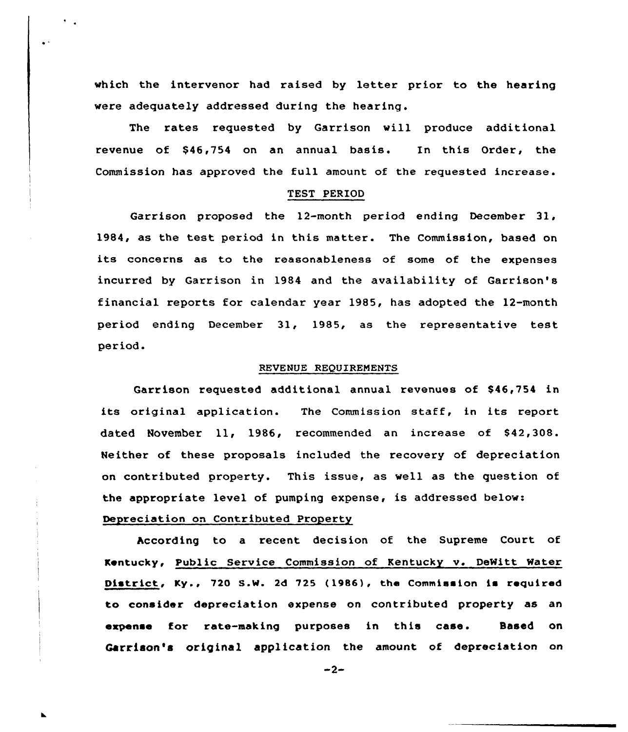which the intervenor had raised by letter prior to the hearing were adequately addressed during the hearing.

The rates requested by Garrison will produce additional revenue of $46,754 on an annual basis. In this Order, the Commission has approved the full amount of the requested increase.

## TEST PERIOD

Garrison proposed the 12-month period ending December 31, 1984, as the test period in this matter. The Commission, based on its concerns as to the reasonableness of some of the expenses incurred by Garrison in 1984 and the availability of Garrison's financial reports for calendar year 1985, has adopted the 12-month period ending December 31, 1985, as the representative test period.

## REVENUE REQUIREMENTS

Garrison requested additional annual revenues of $46,754 in its original application. The Commission staff, in its report dated November 11, 1986, recommended an increase of $42,308. Neither of these proposals included the recovery of depreciation on contributed property. This issue, as well as the question of the appropriate level of pumping expense, is addressed below:

### Depreciation on Contributed Property

According to a recent decision of the Supreme Court of Kentucky, Public Service Commission of Kentucky v. DeWitt Water District, Ky., 720 S.W. 2d 725 (1986), the Commission is required to consider depreciation expense on contributed property as an expense for rate-making purposes in this case. Based on Garrison's original application the amount of depreciation on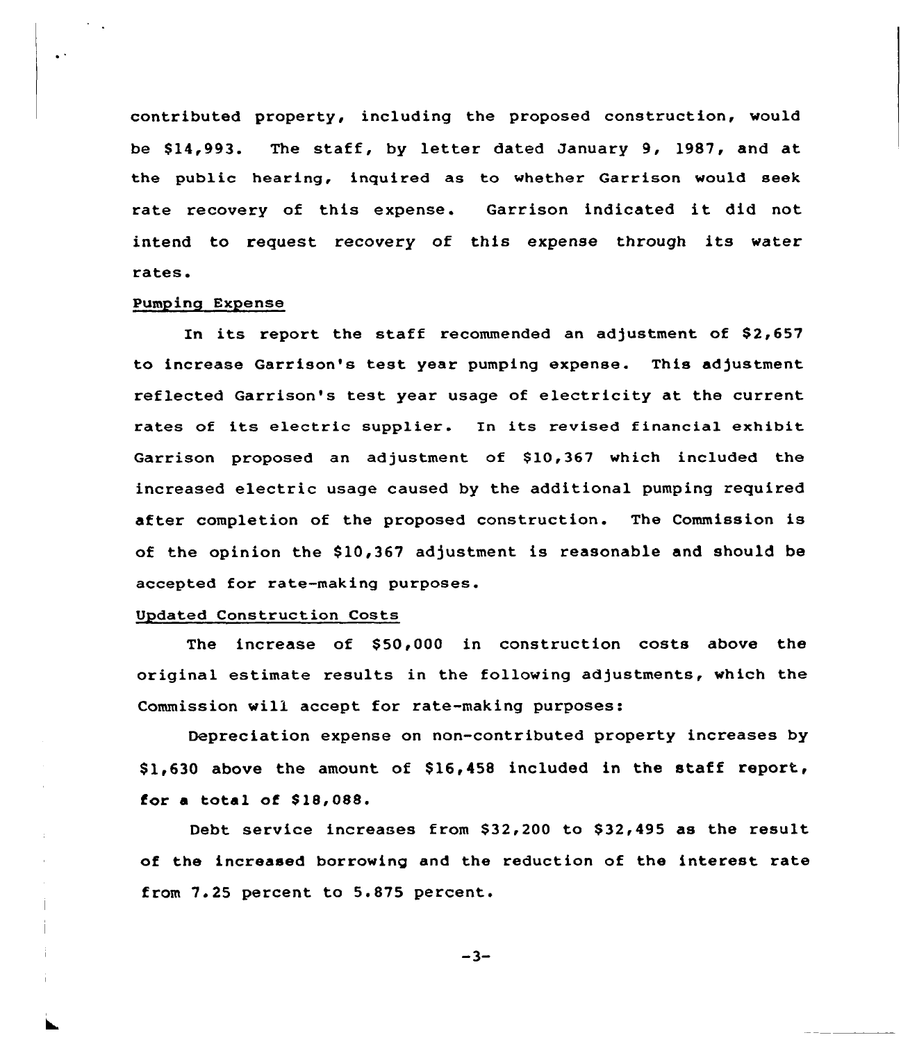contributed property, including the proposed construction, would be $14,993. The staff, by letter dated January 9, 1987, and at the public hearing, inquired as to whether Garrison would seek rate recovery of this expense. Garrison indicated it did not intend to request recovery of this expense through its water rates.

Pumping Expense

In its report the staff recommended an adjustment of $2,657 to increase Garrison's test year pumping expense. This adjustment reflected Garrison's test year usage of electricity at the current rates of its electric supplier. In its revised financial exhibit Garrison proposed an adjustment of $10,367 which included the increased electric usage caused by the additional pumping required after completion of the proposed construction. The Commission is of the opinion the $10,367 adjustment is reasonable and should be accepted for rate-making purposes.

Updated Construction Costs

The increase of $50,000 in construction costs above the original estimate results in the following adjustments, which the Commission will accept for rate-making purposes:

Depreciation expense on non-contributed property increases by $1,630 above the amount of $16,458 included in the staff report, for a total of $18,088.

Debt service increases from $32,200 to $32,495 as the result of the increased borrowing and the reduction of the interest rate from 7.25 percent to 5.875 percent.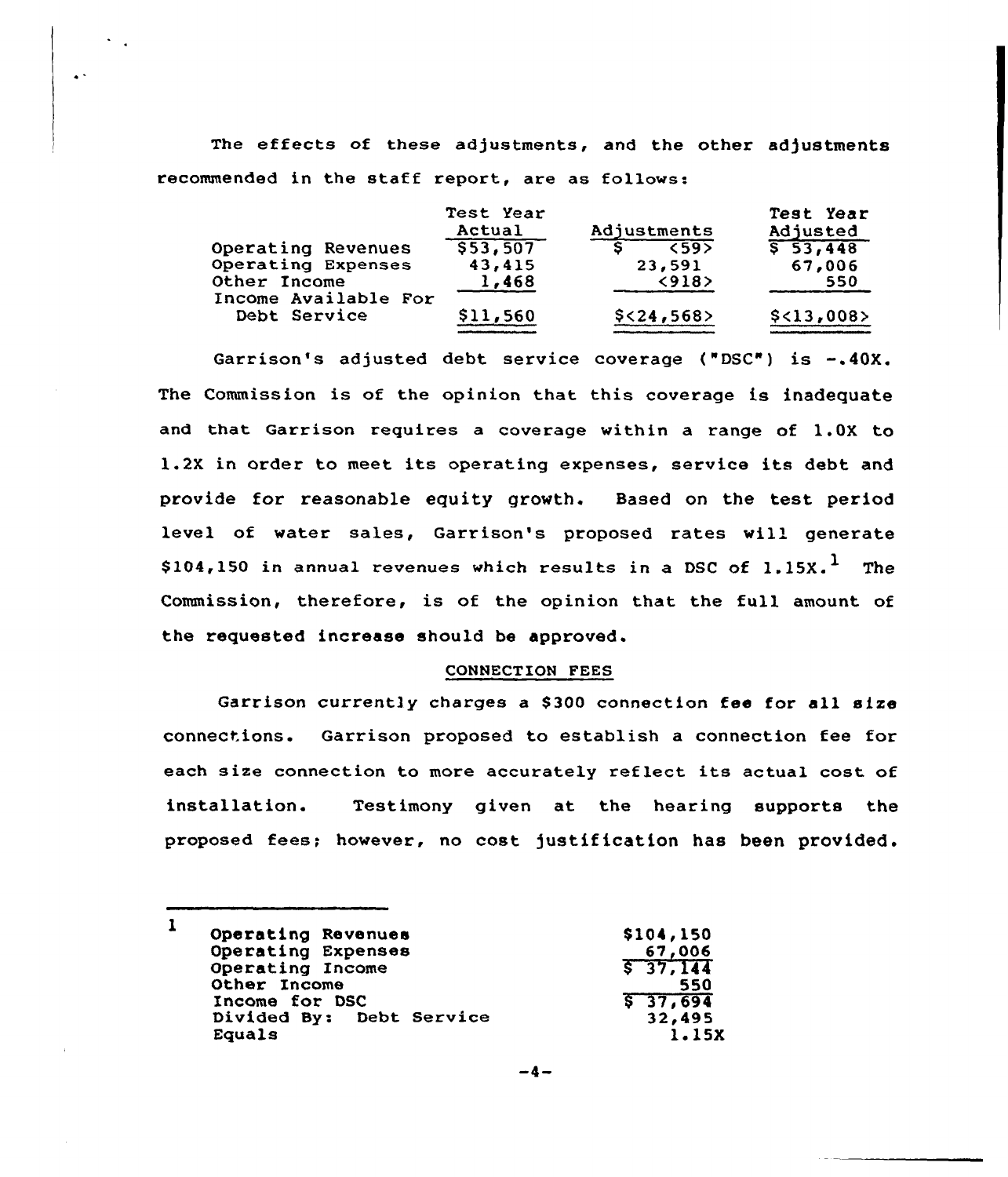The effects of these adjustments, and the other adjustments recommended in the staff report, are as follows:

| | Test Year Actual | Adjustments | Test Year Adjusted |
|---|---|---|---|
| Operating Revenues | $53,507 | $ <59> | $ 53,448 |
| Operating Expenses | 43,415 | 23,591 | 67,006 |
| Other Income | 1,468 | <918> | 550 |
| Income Available For Debt Service | $11,560 | $<24,568> | $<13,008> |

Garrison's adjusted debt service coverage ("DSC") is -.40X. The Commission is of the opinion that this coverage is inadequate and that Garrison requires a coverage within a range of 1.0X to 1.2X in order to meet its operating expenses, service its debt and provide for reasonable equity growth. Based on the test period level of water sales, Garrison's proposed rates will generate $104,150 in annual revenues which results in a DSC of 1.15X.[1] The Commission, therefore, is of the opinion that the full amount of the requested increase should be approved.

## CONNECTION FEES

Garrison currently charges a $300 connection fee for all size connections. Garrison proposed to establish a connection fee for each size connection to more accurately reflect its actual cost of installation. Testimony given at the hearing supports the proposed fees; however, no cost justification has been provided.

---

[1]

| | |
|---|---|
| Operating Revenues | $104,150 |
| Operating Expenses | 67,006 |
| Operating Income | $ 37,144 |
| Other Income | 550 |
| Income for DSC | $ 37,694 |
| Divided By: Debt Service | 32,495 |
| Equals | 1.15X |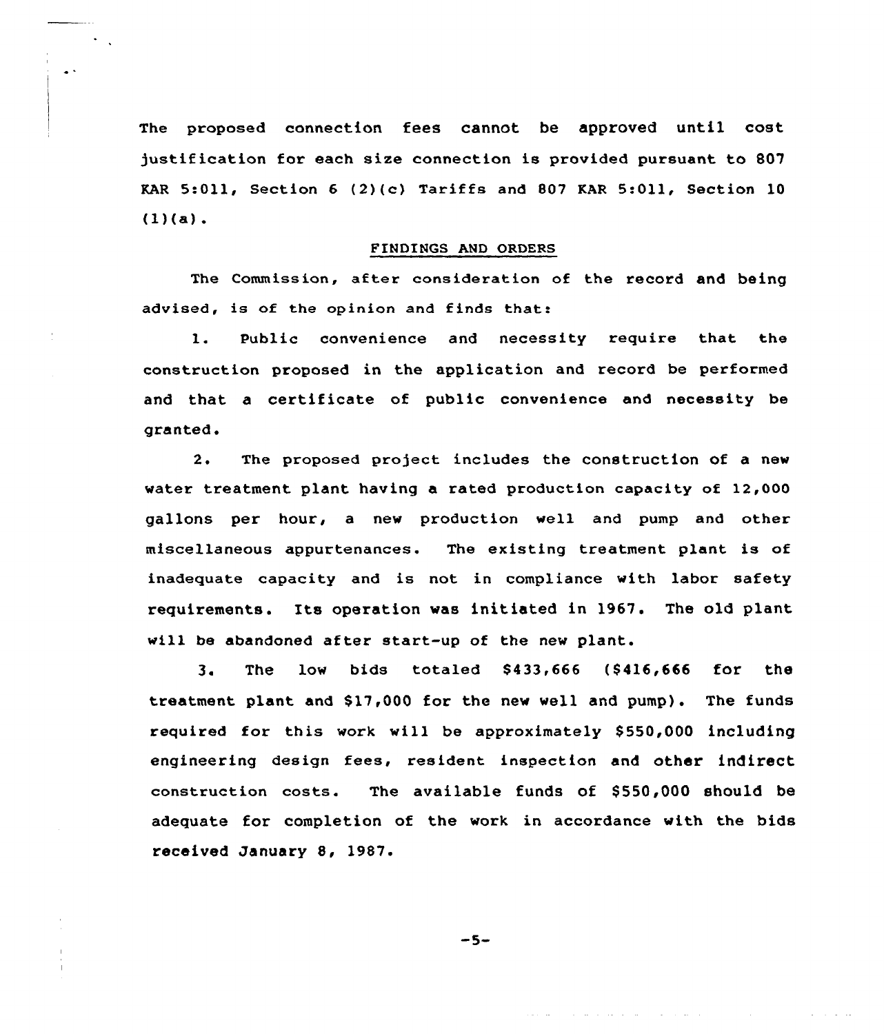The proposed connection fees cannot be approved until cost justification for each size connection is provided pursuant to 807 KAR 5:011, Section 6 (2)(c) Tariffs and 807 KAR 5:011, Section 10 (1)(a).

## FINDINGS AND ORDERS

The Commission, after consideration of the record and being advised, is of the opinion and finds that:

1. Public convenience and necessity require that the construction proposed in the application and record be performed and that a certificate of public convenience and necessity be granted.

2. The proposed project includes the construction of a new water treatment plant having a rated production capacity of 12,000 gallons per hour, a new production well and pump and other miscellaneous appurtenances. The existing treatment plant is of inadequate capacity and is not in compliance with labor safety requirements. Its operation was initiated in 1967. The old plant will be abandoned after start-up of the new plant.

3. The low bids totaled $433,666 ($416,666 for the treatment plant and $17,000 for the new well and pump). The funds required for this work will be approximately $550,000 including engineering design fees, resident inspection and other indirect construction costs. The available funds of $550,000 should be adequate for completion of the work in accordance with the bids received January 8, 1987.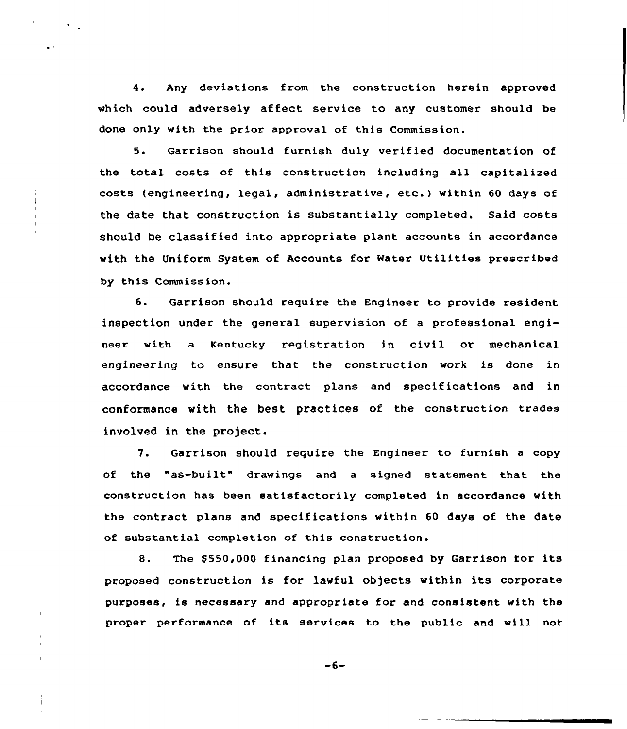4. Any deviations from the construction herein approved which could adversely affect service to any customer should be done only with the prior approval of this Commission.

5. Garrison should furnish duly verified documentation of the total costs of this construction including all capitalized costs (engineering, legal, administrative, etc.) within 60 days of the date that construction is substantially completed. Said costs should be classified into appropriate plant accounts in accordance with the Uniform System of Accounts for Water Utilities prescribed by this Commission.

6. Garrison should require the Engineer to provide resident inspection under the general supervision of a professional engineer with a Kentucky registration in civil or mechanical engineering to ensure that the construction work is done in accordance with the contract plans and specifications and in conformance with the best practices of the construction trades involved in the project.

7. Garrison should require the Engineer to furnish a copy of the "as-built" drawings and a signed statement that the construction has been satisfactorily completed in accordance with the contract plans and specifications within 60 days of the date of substantial completion of this construction.

8. The $550,000 financing plan proposed by Garrison for its proposed construction is for lawful objects within its corporate purposes, is necessary and appropriate for and consistent with the proper performance of its services to the public and will not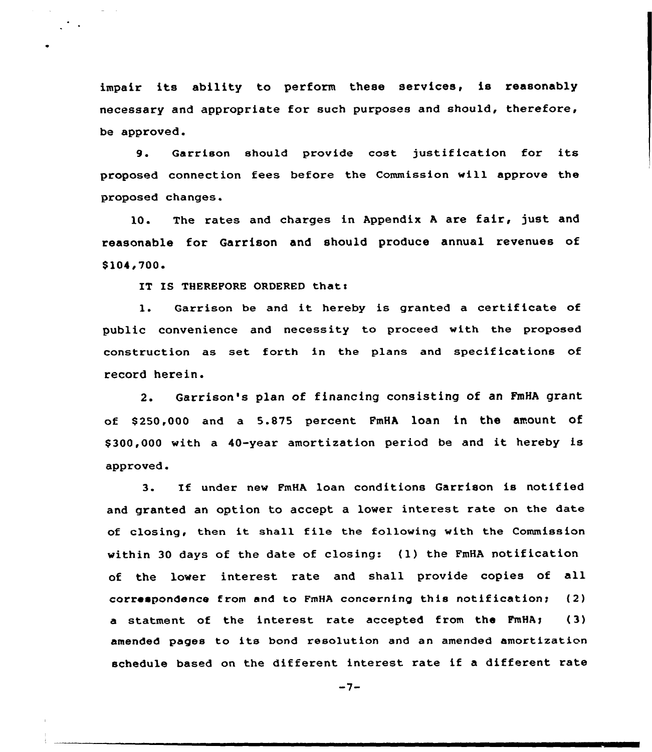impair its ability to perform these services, is reasonably necessary and appropriate for such purposes and should, therefore, be approved.

9. Garrison should provide cost justification for its proposed connection fees before the Commission will approve the proposed changes.

10. The rates and charges in Appendix A are fair, just and reasonable for Garrison and should produce annual revenues of $104,700.

IT IS THEREFORE ORDERED that:

1. Garrison be and it hereby is granted a certificate of public convenience and necessity to proceed with the proposed construction as set forth in the plans and specifications of record herein.

2. Garrison's plan of financing consisting of an FmHA grant of $250,000 and a 5.875 percent FmHA loan in the amount of $300,000 with a 40-year amortization period be and it hereby is approved.

3. If under new FmHA loan conditions Garrison is notified and granted an option to accept a lower interest rate on the date of closing, then it shall file the following with the Commission within 30 days of the date of closing: (1) the FmHA notification of the lower interest rate and shall provide copies of all correspondence from and to FmHA concerning this notification; (2) a statment of the interest rate accepted from the FmHA; (3) amended pages to its bond resolution and an amended amortization schedule based on the different interest rate if a different rate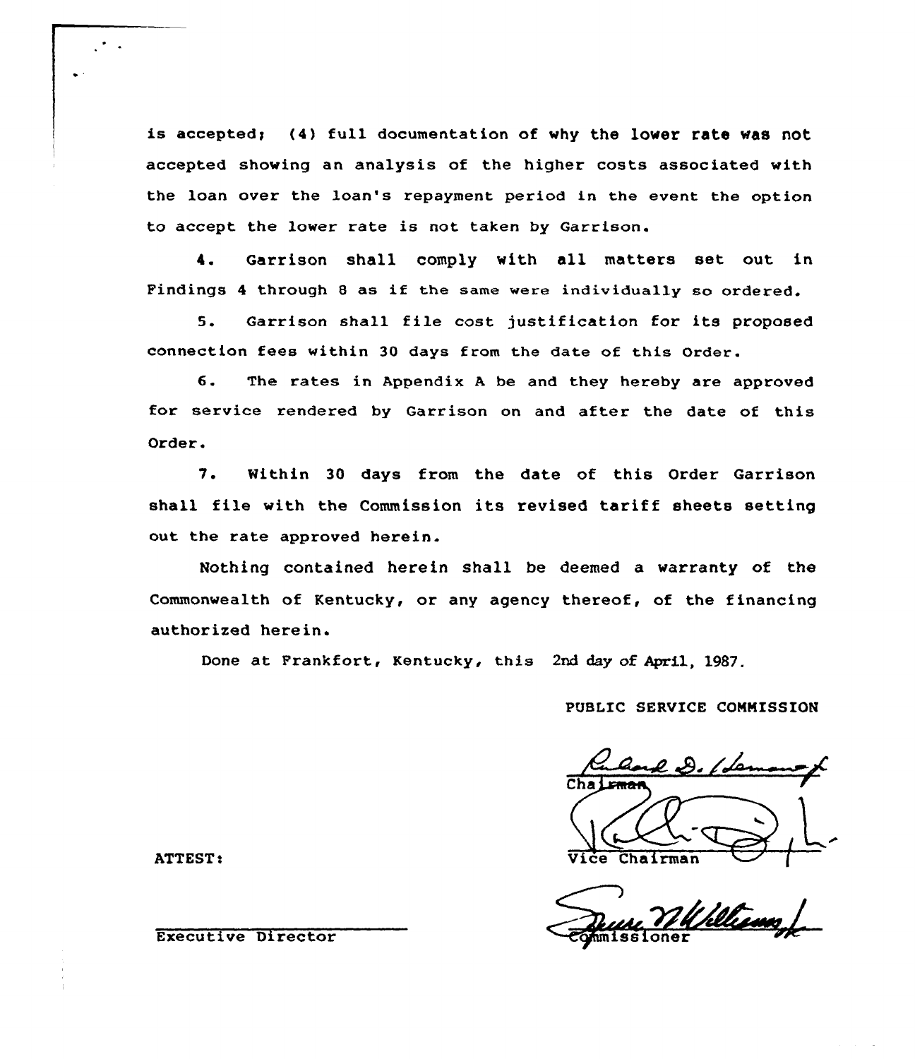is accepted; (4) full documentation of why the lower rate was not accepted showing an analysis of the higher costs associated with the loan over the loan's repayment period in the event the option to accept the lower rate is not taken by Garrison.

4. Garrison shall comply with all matters set out in Findings 4 through 8 as if the same were individually so ordered.

5. Garrison shall file cost justification for its proposed connection fees within 30 days from the date of this Order.

6. The rates in Appendix A be and they hereby are approved for service rendered by Garrison on and after the date of this Order.

7. Within 30 days from the date of this Order Garrison shall file with the Commission its revised tariff sheets setting out the rate approved herein.

Nothing contained herein shall be deemed a warranty of the Commonwealth of Kentucky, or any agency thereof, of the financing authorized herein.

Done at Frankfort, Kentucky, this 2nd day of April, 1987.

PUBLIC SERVICE COMMISSION

Chairman

Vice Chairman

Commissioner

ATTEST:

Executive Director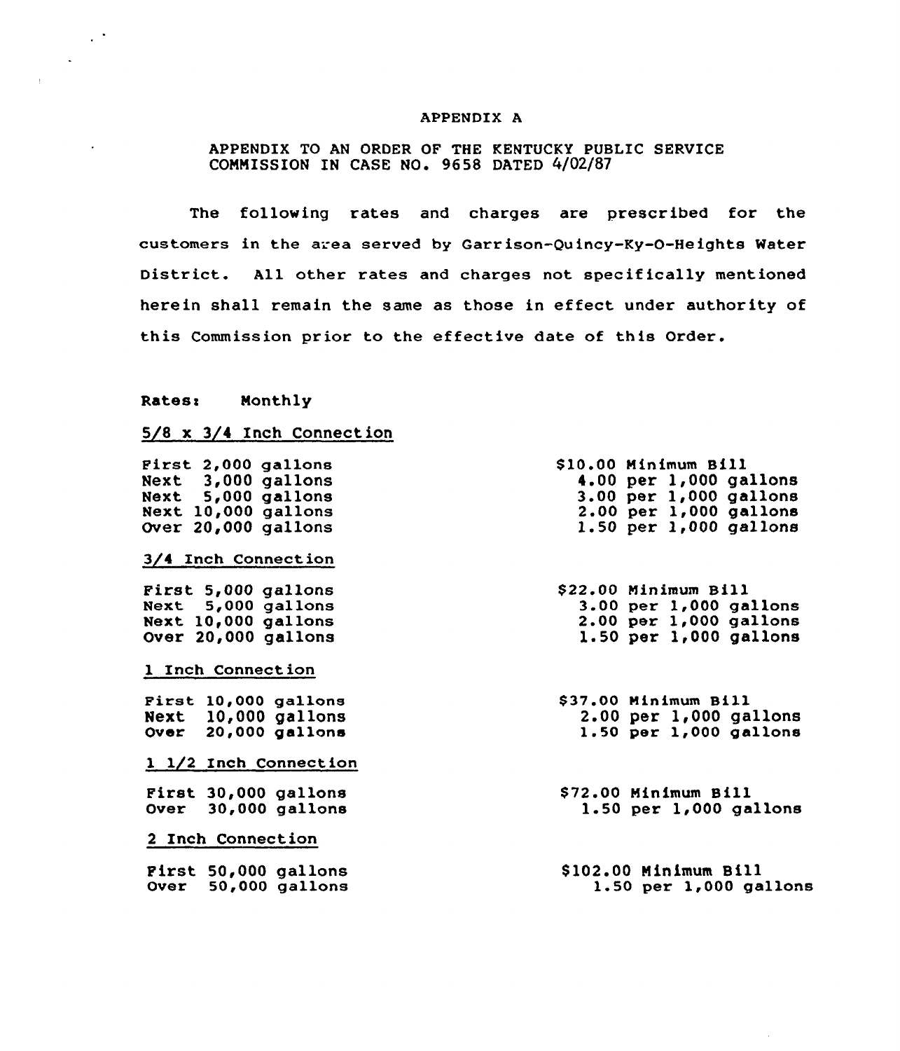APPENDIX A

APPENDIX TO AN ORDER OF THE KENTUCKY PUBLIC SERVICE COMMISSION IN CASE NO. 9658 DATED 4/02/87

The following rates and charges are prescribed for the customers in the area served by Garrison-Quincy-Ky-O-Heights Water District. All other rates and charges not specifically mentioned herein shall remain the same as those in effect under authority of this Commission prior to the effective date of this Order.

Rates: Monthly

5/8 x 3/4 Inch Connection

| | |
|---|---|
| First 2,000 gallons | $10.00 Minimum Bill |
| Next 3,000 gallons | 4.00 per 1,000 gallons |
| Next 5,000 gallons | 3.00 per 1,000 gallons |
| Next 10,000 gallons | 2.00 per 1,000 gallons |
| Over 20,000 gallons | 1.50 per 1,000 gallons |

3/4 Inch Connection

| | |
|---|---|
| First 5,000 gallons | $22.00 Minimum Bill |
| Next 5,000 gallons | 3.00 per 1,000 gallons |
| Next 10,000 gallons | 2.00 per 1,000 gallons |
| Over 20,000 gallons | 1.50 per 1,000 gallons |

1 Inch Connection

| | |
|---|---|
| First 10,000 gallons | $37.00 Minimum Bill |
| Next 10,000 gallons | 2.00 per 1,000 gallons |
| Over 20,000 gallons | 1.50 per 1,000 gallons |

1 1/2 Inch Connection

| | |
|---|---|
| First 30,000 gallons | $72.00 Minimum Bill |
| Over 30,000 gallons | 1.50 per 1,000 gallons |

2 Inch Connection

| | |
|---|---|
| First 50,000 gallons | $102.00 Minimum Bill |
| Over 50,000 gallons | 1.50 per 1,000 gallons |